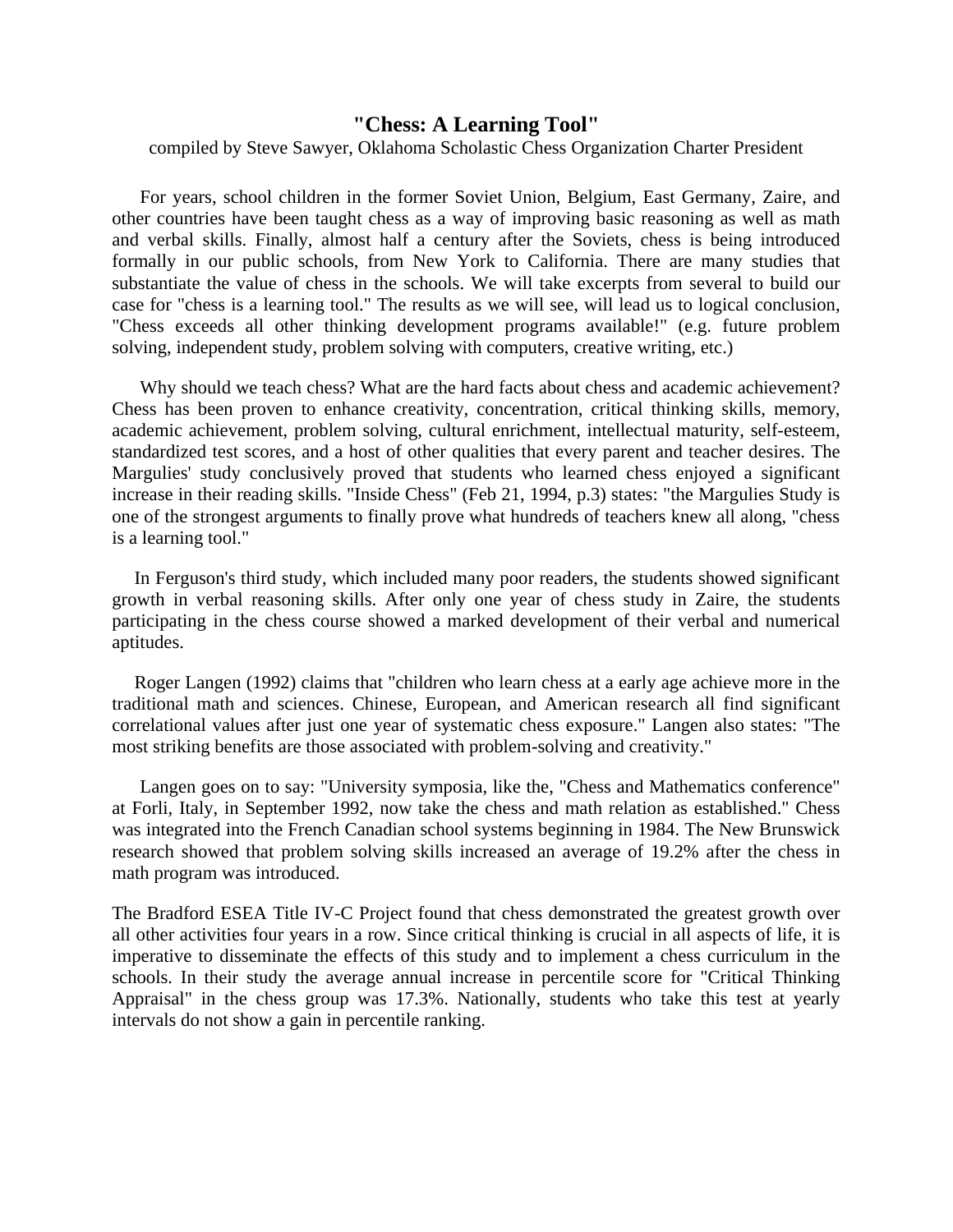# "Chess: A Learning Tool"

compiled by Steve Sawyer, Oklahoma Scholastic Chess Organization Charter President

For years, school children in the former Soviet Union, Belgium, East Germany, Zaire, and other countries have been taught chess as a way of improving basic reasoning as well as math and verbal skills. Finally, almost half a century after the Soviets, chess is being introduced formally in our public schools, from New York to California. There are many studies that substantiate the value of chess in the schools. We will take excerpts from several to build our case for "chess is a learning tool." The results as we will see, will lead us to logical conclusion, "Chess exceeds all other thinking development programs available!" (e.g. future problem solving, independent study, problem solving with computers, creative writing, etc.)

Why should we teach chess? What are the hard facts about chess and academic achievement? Chess has been proven to enhance creativity, concentration, critical thinking skills, memory, academic achievement, problem solving, cultural enrichment, intellectual maturity, self-esteem, standardized test scores, and a host of other qualities that every parent and teacher desires. The Margulies' study conclusively proved that students who learned chess enjoyed a significant increase in their reading skills. "Inside Chess" (Feb 21, 1994, p.3) states: "the Margulies Study is one of the strongest arguments to finally prove what hundreds of teachers knew all along, "chess is a learning tool."

In Ferguson's third study, which included many poor readers, the students showed significant growth in verbal reasoning skills. After only one year of chess study in Zaire, the students participating in the chess course showed a marked development of their verbal and numerical aptitudes.

Roger Langen (1992) claims that "children who learn chess at a early age achieve more in the traditional math and sciences. Chinese, European, and American research all find significant correlational values after just one year of systematic chess exposure." Langen also states: "The most striking benefits are those associated with problem-solving and creativity."

Langen goes on to say: "University symposia, like the, "Chess and Mathematics conference" at Forli, Italy, in September 1992, now take the chess and math relation as established." Chess was integrated into the French Canadian school systems beginning in 1984. The New Brunswick research showed that problem solving skills increased an average of 19.2% after the chess in math program was introduced.

The Bradford ESEA Title IV-C Project found that chess demonstrated the greatest growth over all other activities four years in a row. Since critical thinking is crucial in all aspects of life, it is imperative to disseminate the effects of this study and to implement a chess curriculum in the schools. In their study the average annual increase in percentile score for "Critical Thinking Appraisal" in the chess group was 17.3%. Nationally, students who take this test at yearly intervals do not show a gain in percentile ranking.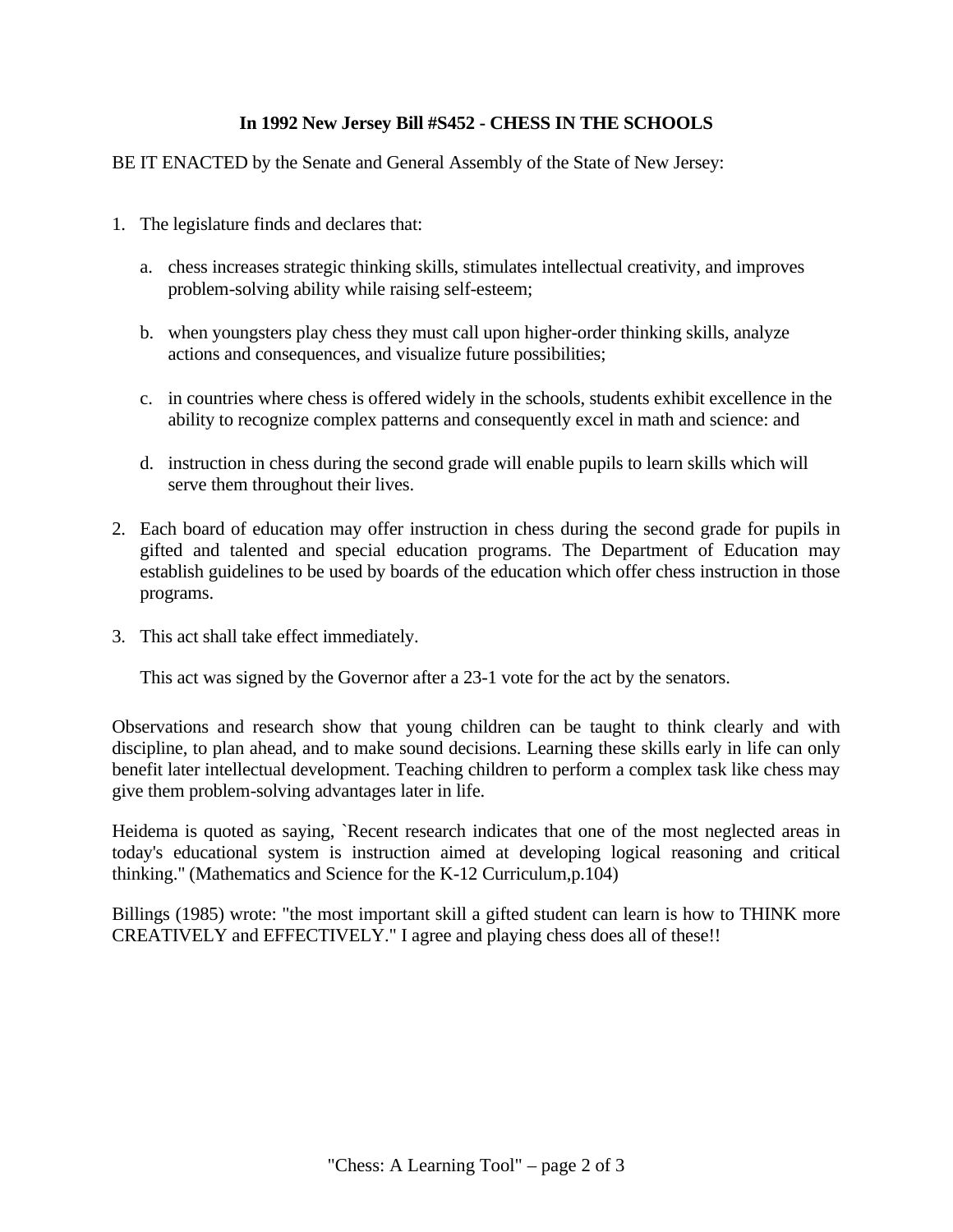**In 1992 New Jersey Bill #S452 - CHESS IN THE SCHOOLS**

BE IT ENACTED by the Senate and General Assembly of the State of New Jersey:

1. The legislature finds and declares that:

   a. chess increases strategic thinking skills, stimulates intellectual creativity, and improves problem-solving ability while raising self-esteem;

   b. when youngsters play chess they must call upon higher-order thinking skills, analyze actions and consequences, and visualize future possibilities;

   c. in countries where chess is offered widely in the schools, students exhibit excellence in the ability to recognize complex patterns and consequently excel in math and science: and

   d. instruction in chess during the second grade will enable pupils to learn skills which will serve them throughout their lives.

2. Each board of education may offer instruction in chess during the second grade for pupils in gifted and talented and special education programs. The Department of Education may establish guidelines to be used by boards of the education which offer chess instruction in those programs.

3. This act shall take effect immediately.

   This act was signed by the Governor after a 23-1 vote for the act by the senators.

Observations and research show that young children can be taught to think clearly and with discipline, to plan ahead, and to make sound decisions. Learning these skills early in life can only benefit later intellectual development. Teaching children to perform a complex task like chess may give them problem-solving advantages later in life.

Heidema is quoted as saying, `Recent research indicates that one of the most neglected areas in today's educational system is instruction aimed at developing logical reasoning and critical thinking." (Mathematics and Science for the K-12 Curriculum,p.104)

Billings (1985) wrote: "the most important skill a gifted student can learn is how to THINK more CREATIVELY and EFFECTIVELY." I agree and playing chess does all of these!!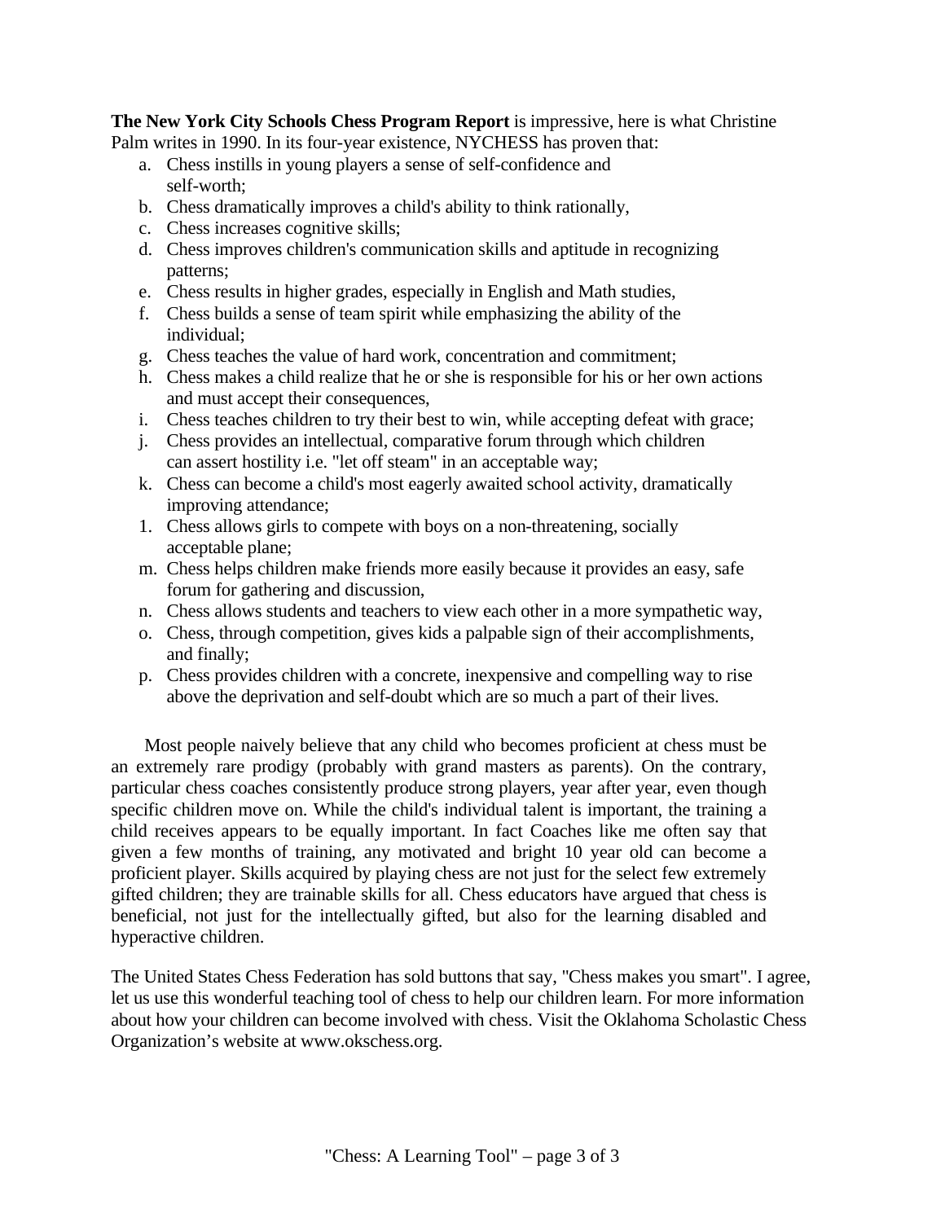**The New York City Schools Chess Program Report** is impressive, here is what Christine Palm writes in 1990. In its four-year existence, NYCHESS has proven that:

a. Chess instills in young players a sense of self-confidence and self-worth;
b. Chess dramatically improves a child's ability to think rationally,
c. Chess increases cognitive skills;
d. Chess improves children's communication skills and aptitude in recognizing patterns;
e. Chess results in higher grades, especially in English and Math studies,
f. Chess builds a sense of team spirit while emphasizing the ability of the individual;
g. Chess teaches the value of hard work, concentration and commitment;
h. Chess makes a child realize that he or she is responsible for his or her own actions and must accept their consequences,
i. Chess teaches children to try their best to win, while accepting defeat with grace;
j. Chess provides an intellectual, comparative forum through which children can assert hostility i.e. "let off steam" in an acceptable way;
k. Chess can become a child's most eagerly awaited school activity, dramatically improving attendance;
1. Chess allows girls to compete with boys on a non-threatening, socially acceptable plane;
m. Chess helps children make friends more easily because it provides an easy, safe forum for gathering and discussion,
n. Chess allows students and teachers to view each other in a more sympathetic way,
o. Chess, through competition, gives kids a palpable sign of their accomplishments, and finally;
p. Chess provides children with a concrete, inexpensive and compelling way to rise above the deprivation and self-doubt which are so much a part of their lives.

Most people naively believe that any child who becomes proficient at chess must be an extremely rare prodigy (probably with grand masters as parents). On the contrary, particular chess coaches consistently produce strong players, year after year, even though specific children move on. While the child's individual talent is important, the training a child receives appears to be equally important. In fact Coaches like me often say that given a few months of training, any motivated and bright 10 year old can become a proficient player. Skills acquired by playing chess are not just for the select few extremely gifted children; they are trainable skills for all. Chess educators have argued that chess is beneficial, not just for the intellectually gifted, but also for the learning disabled and hyperactive children.

The United States Chess Federation has sold buttons that say, "Chess makes you smart". I agree, let us use this wonderful teaching tool of chess to help our children learn. For more information about how your children can become involved with chess. Visit the Oklahoma Scholastic Chess Organization's website at www.okschess.org.